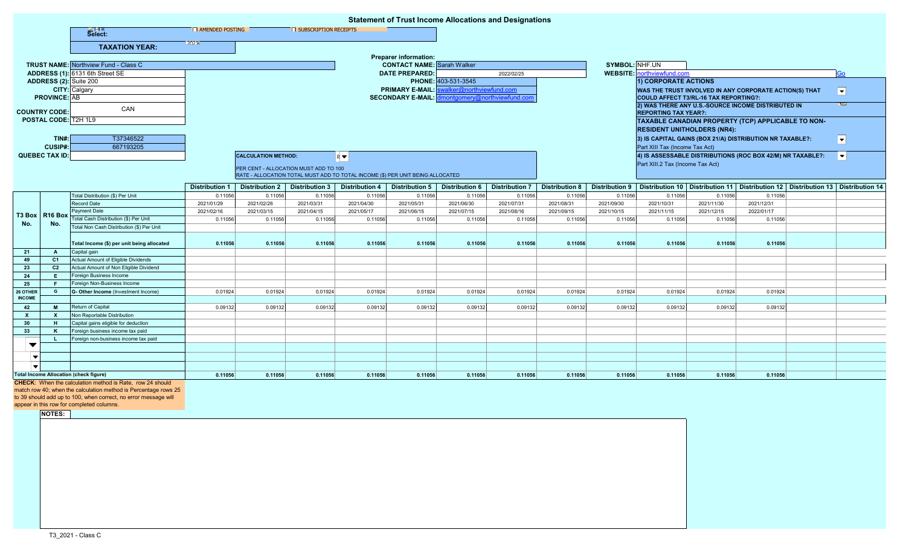# Statement of Trust Income Allocations and Designations

Select: ☐ AMENDED POSTING ☐ SUBSCRIPTION RECEIPTS

**TAXATION YEAR:** 2021

| | |
|---|---|
| **TRUST NAME:** | Northview Fund - Class C |
| **ADDRESS (1):** | 6131 6th Street SE |
| **ADDRESS (2):** | Suite 200 |
| **CITY:** | Calgary |
| **PROVINCE:** | AB |
| **COUNTRY CODE:** | CAN |
| **POSTAL CODE:** | T2H 1L9 |
| **TIN#:** | T37346522 |
| **CUSIP#:** | 667193205 |
| **QUEBEC TAX ID:** | |

**Preparer information:**

| | |
|---|---|
| **CONTACT NAME:** | Sarah Walker |
| **DATE PREPARED:** | 2022/02/25 |
| **PHONE:** | 403-531-3545 |
| **PRIMARY E-MAIL:** | swalker@northviewfund.com |
| **SECONDARY E-MAIL:** | dmontgomery@northviewfund.com |

**SYMBOL:** NHF.UN

**WEBSITE:** northviewfund.com Go

**1) CORPORATE ACTIONS**

**WAS THE TRUST INVOLVED IN ANY CORPORATE ACTION(S) THAT COULD AFFECT T3/RL-16 TAX REPORTING?:**

**2) WAS THERE ANY U.S.-SOURCE INCOME DISTRIBUTED IN REPORTING TAX YEAR?:** NO

**TAXABLE CANADIAN PROPERTY (TCP) APPLICABLE TO NON-RESIDENT UNITHOLDERS (NR4):**

**3) IS CAPITAL GAINS (BOX 21/A) DISTRIBUTION NR TAXABLE?:**
Part XIII Tax (Income Tax Act)

**4) IS ASSESSABLE DISTRIBUTIONS (ROC BOX 42/M) NR TAXABLE?:**
Part XIII.2 Tax (Income Tax Act)

**CALCULATION METHOD:** R

PER CENT - ALLOCATION MUST ADD TO 100
RATE - ALLOCATION TOTAL MUST ADD TO TOTAL INCOME ($) PER UNIT BEING ALLOCATED

| T3 Box No. | R16 Box No. | | Distribution 1 | Distribution 2 | Distribution 3 | Distribution 4 | Distribution 5 | Distribution 6 | Distribution 7 | Distribution 8 | Distribution 9 | Distribution 10 | Distribution 11 | Distribution 12 | Distribution 13 | Distribution 14 |
|---|---|---|---|---|---|---|---|---|---|---|---|---|---|---|---|---|
| | | Total Distribution ($) Per Unit | 0.11056 | 0.11056 | 0.11056 | 0.11056 | 0.11056 | 0.11056 | 0.11056 | 0.11056 | 0.11056 | 0.11056 | 0.11056 | 0.11056 | | |
| | | Record Date | 2021/01/29 | 2021/02/26 | 2021/03/31 | 2021/04/30 | 2021/05/31 | 2021/06/30 | 2021/07/31 | 2021/08/31 | 2021/09/30 | 2021/10/31 | 2021/11/30 | 2021/12/31 | | |
| | | Payment Date | 2021/02/16 | 2021/03/15 | 2021/04/15 | 2021/05/17 | 2021/06/15 | 2021/07/15 | 2021/08/16 | 2021/09/15 | 2021/10/15 | 2021/11/15 | 2021/12/15 | 2022/01/17 | | |
| | | Total Cash Distribution ($) Per Unit | 0.11056 | 0.11056 | 0.11056 | 0.11056 | 0.11056 | 0.11056 | 0.11056 | 0.11056 | 0.11056 | 0.11056 | 0.11056 | 0.11056 | | |
| | | Total Non Cash Distribution ($) Per Unit | | | | | | | | | | | | | | |
| | | **Total Income ($) per unit being allocated** | **0.11056** | **0.11056** | **0.11056** | **0.11056** | **0.11056** | **0.11056** | **0.11056** | **0.11056** | **0.11056** | **0.11056** | **0.11056** | **0.11056** | | |
| 21 | A | Capital gain | | | | | | | | | | | | | | |
| 49 | C1 | Actual Amount of Eligible Dividends | | | | | | | | | | | | | | |
| 23 | C2 | Actual Amount of Non Eligible Dividend | | | | | | | | | | | | | | |
| 24 | E | Foreign Business Income | | | | | | | | | | | | | | |
| 25 | F | Foreign Non-Business Income | | | | | | | | | | | | | | |
| 26 OTHER INCOME | G | **G- Other Income** (Investment Income) | 0.01924 | 0.01924 | 0.01924 | 0.01924 | 0.01924 | 0.01924 | 0.01924 | 0.01924 | 0.01924 | 0.01924 | 0.01924 | 0.01924 | | |
| 42 | M | Return of Capital | 0.09132 | 0.09132 | 0.09132 | 0.09132 | 0.09132 | 0.09132 | 0.09132 | 0.09132 | 0.09132 | 0.09132 | 0.09132 | 0.09132 | | |
| X | X | Non Reportable Distribution | | | | | | | | | | | | | | |
| 30 | H | Capital gains eligible for deduction | | | | | | | | | | | | | | |
| 33 | K | Foreign business income tax paid | | | | | | | | | | | | | | |
| | L | Foreign non-business income tax paid | | | | | | | | | | | | | | |
| **Total Income Allocation (check figure)** | | | **0.11056** | **0.11056** | **0.11056** | **0.11056** | **0.11056** | **0.11056** | **0.11056** | **0.11056** | **0.11056** | **0.11056** | **0.11056** | **0.11056** | | |

**CHECK**: When the calculation method is Rate, row 24 should match row 40; when the calculation method is Percentage rows 25 to 39 should add up to 100, when correct, no error message will appear in this row for completed columns.

**NOTES:**

T3_2021 - Class C